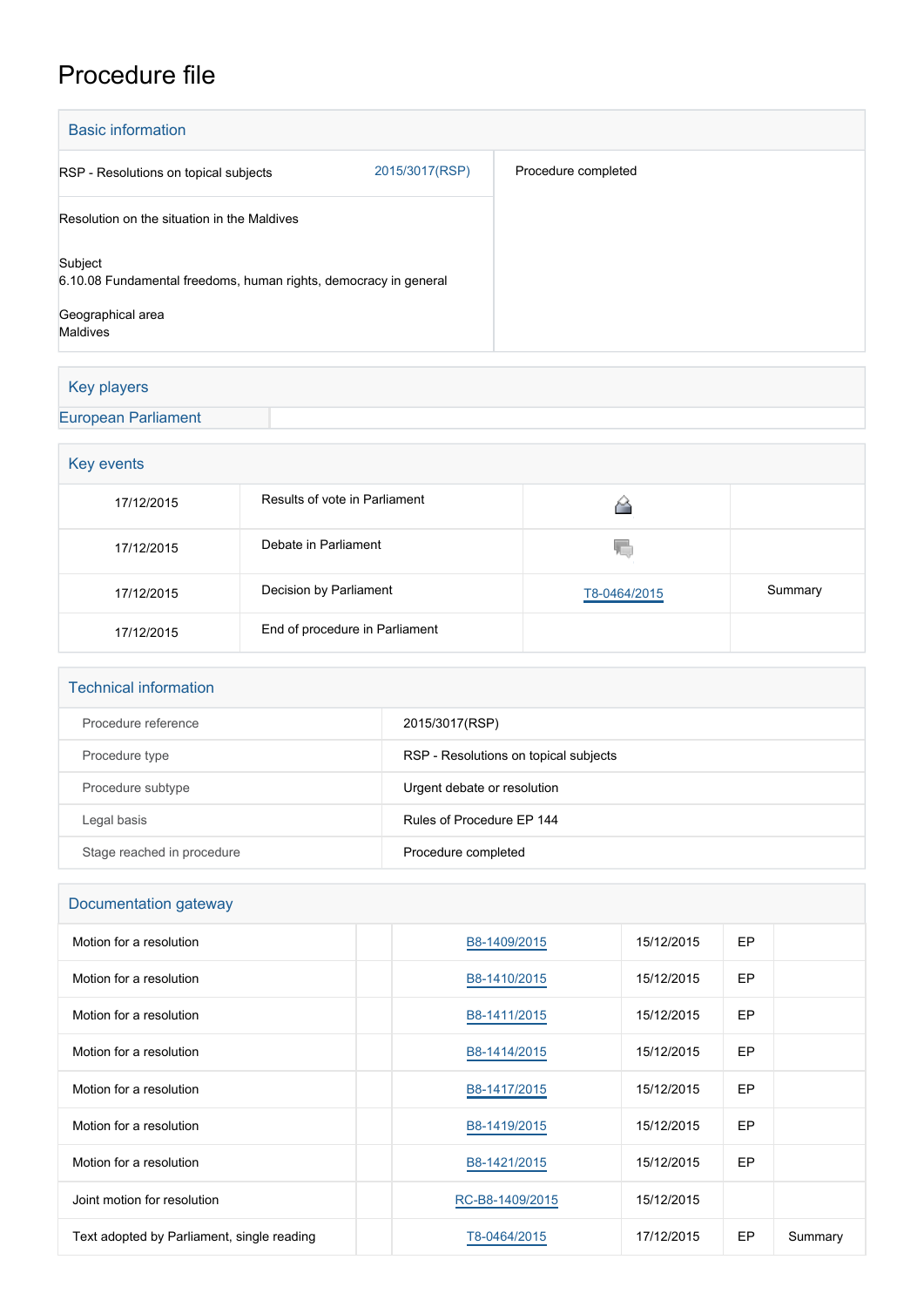# Procedure file

## Basic information

| | | |
|---|---|---|
| RSP - Resolutions on topical subjects | 2015/3017(RSP) | Procedure completed |
| Resolution on the situation in the Maldives | | |
| Subject<br>6.10.08 Fundamental freedoms, human rights, democracy in general | | |
| Geographical area<br>Maldives | | |

## Key players

European Parliament

## Key events

| | | | |
|---|---|---|---|
| 17/12/2015 | Results of vote in Parliament | | |
| 17/12/2015 | Debate in Parliament | | |
| 17/12/2015 | Decision by Parliament | T8-0464/2015 | Summary |
| 17/12/2015 | End of procedure in Parliament | | |

## Technical information

| | |
|---|---|
| Procedure reference | 2015/3017(RSP) |
| Procedure type | RSP - Resolutions on topical subjects |
| Procedure subtype | Urgent debate or resolution |
| Legal basis | Rules of Procedure EP 144 |
| Stage reached in procedure | Procedure completed |

## Documentation gateway

| | | | | | |
|---|---|---|---|---|---|
| Motion for a resolution | | B8-1409/2015 | 15/12/2015 | EP | |
| Motion for a resolution | | B8-1410/2015 | 15/12/2015 | EP | |
| Motion for a resolution | | B8-1411/2015 | 15/12/2015 | EP | |
| Motion for a resolution | | B8-1414/2015 | 15/12/2015 | EP | |
| Motion for a resolution | | B8-1417/2015 | 15/12/2015 | EP | |
| Motion for a resolution | | B8-1419/2015 | 15/12/2015 | EP | |
| Motion for a resolution | | B8-1421/2015 | 15/12/2015 | EP | |
| Joint motion for resolution | | RC-B8-1409/2015 | 15/12/2015 | | |
| Text adopted by Parliament, single reading | | T8-0464/2015 | 17/12/2015 | EP | Summary |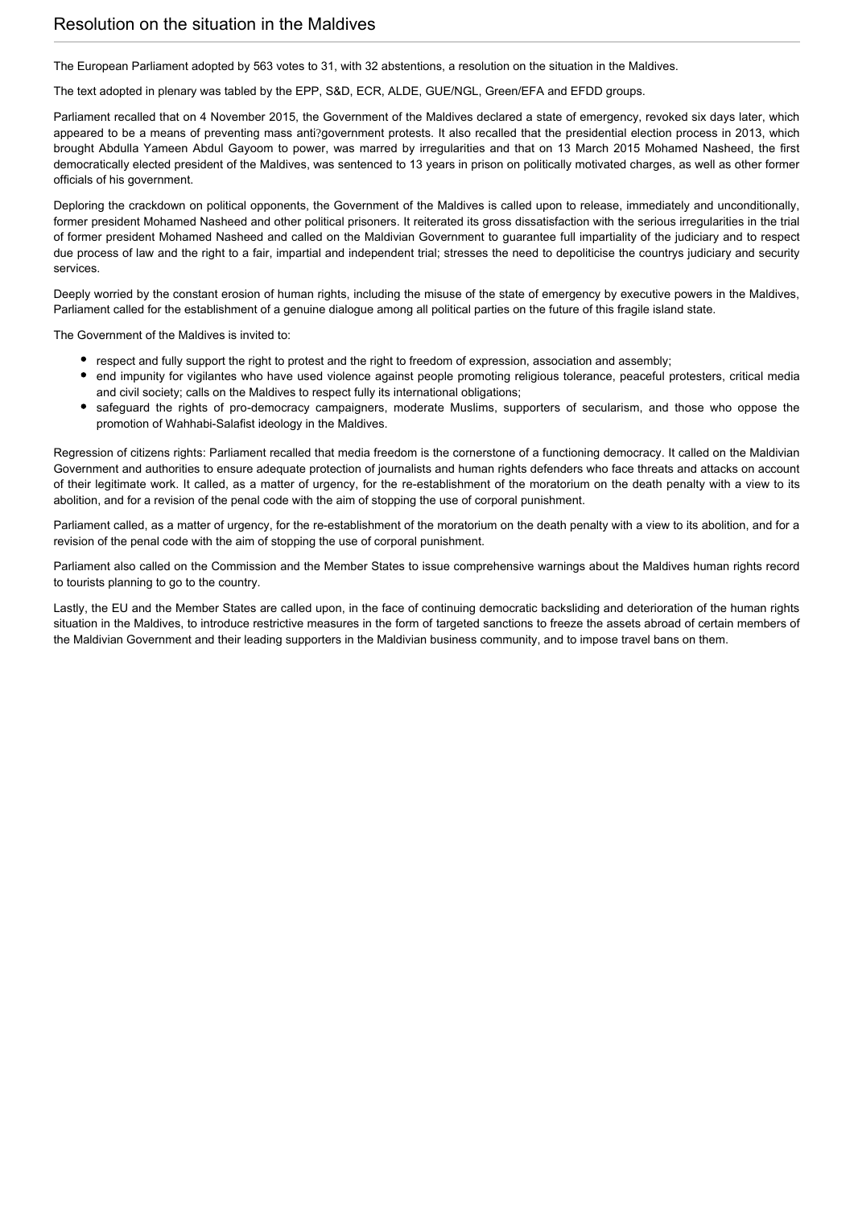# Resolution on the situation in the Maldives

The European Parliament adopted by 563 votes to 31, with 32 abstentions, a resolution on the situation in the Maldives.

The text adopted in plenary was tabled by the EPP, S&D, ECR, ALDE, GUE/NGL, Green/EFA and EFDD groups.

Parliament recalled that on 4 November 2015, the Government of the Maldives declared a state of emergency, revoked six days later, which appeared to be a means of preventing mass anti?government protests. It also recalled that the presidential election process in 2013, which brought Abdulla Yameen Abdul Gayoom to power, was marred by irregularities and that on 13 March 2015 Mohamed Nasheed, the first democratically elected president of the Maldives, was sentenced to 13 years in prison on politically motivated charges, as well as other former officials of his government.

Deploring the crackdown on political opponents, the Government of the Maldives is called upon to release, immediately and unconditionally, former president Mohamed Nasheed and other political prisoners. It reiterated its gross dissatisfaction with the serious irregularities in the trial of former president Mohamed Nasheed and called on the Maldivian Government to guarantee full impartiality of the judiciary and to respect due process of law and the right to a fair, impartial and independent trial; stresses the need to depoliticise the countrys judiciary and security services.

Deeply worried by the constant erosion of human rights, including the misuse of the state of emergency by executive powers in the Maldives, Parliament called for the establishment of a genuine dialogue among all political parties on the future of this fragile island state.

The Government of the Maldives is invited to:

- respect and fully support the right to protest and the right to freedom of expression, association and assembly;
- end impunity for vigilantes who have used violence against people promoting religious tolerance, peaceful protesters, critical media and civil society; calls on the Maldives to respect fully its international obligations;
- safeguard the rights of pro-democracy campaigners, moderate Muslims, supporters of secularism, and those who oppose the promotion of Wahhabi-Salafist ideology in the Maldives.

Regression of citizens rights: Parliament recalled that media freedom is the cornerstone of a functioning democracy. It called on the Maldivian Government and authorities to ensure adequate protection of journalists and human rights defenders who face threats and attacks on account of their legitimate work. It called, as a matter of urgency, for the re-establishment of the moratorium on the death penalty with a view to its abolition, and for a revision of the penal code with the aim of stopping the use of corporal punishment.

Parliament called, as a matter of urgency, for the re-establishment of the moratorium on the death penalty with a view to its abolition, and for a revision of the penal code with the aim of stopping the use of corporal punishment.

Parliament also called on the Commission and the Member States to issue comprehensive warnings about the Maldives human rights record to tourists planning to go to the country.

Lastly, the EU and the Member States are called upon, in the face of continuing democratic backsliding and deterioration of the human rights situation in the Maldives, to introduce restrictive measures in the form of targeted sanctions to freeze the assets abroad of certain members of the Maldivian Government and their leading supporters in the Maldivian business community, and to impose travel bans on them.